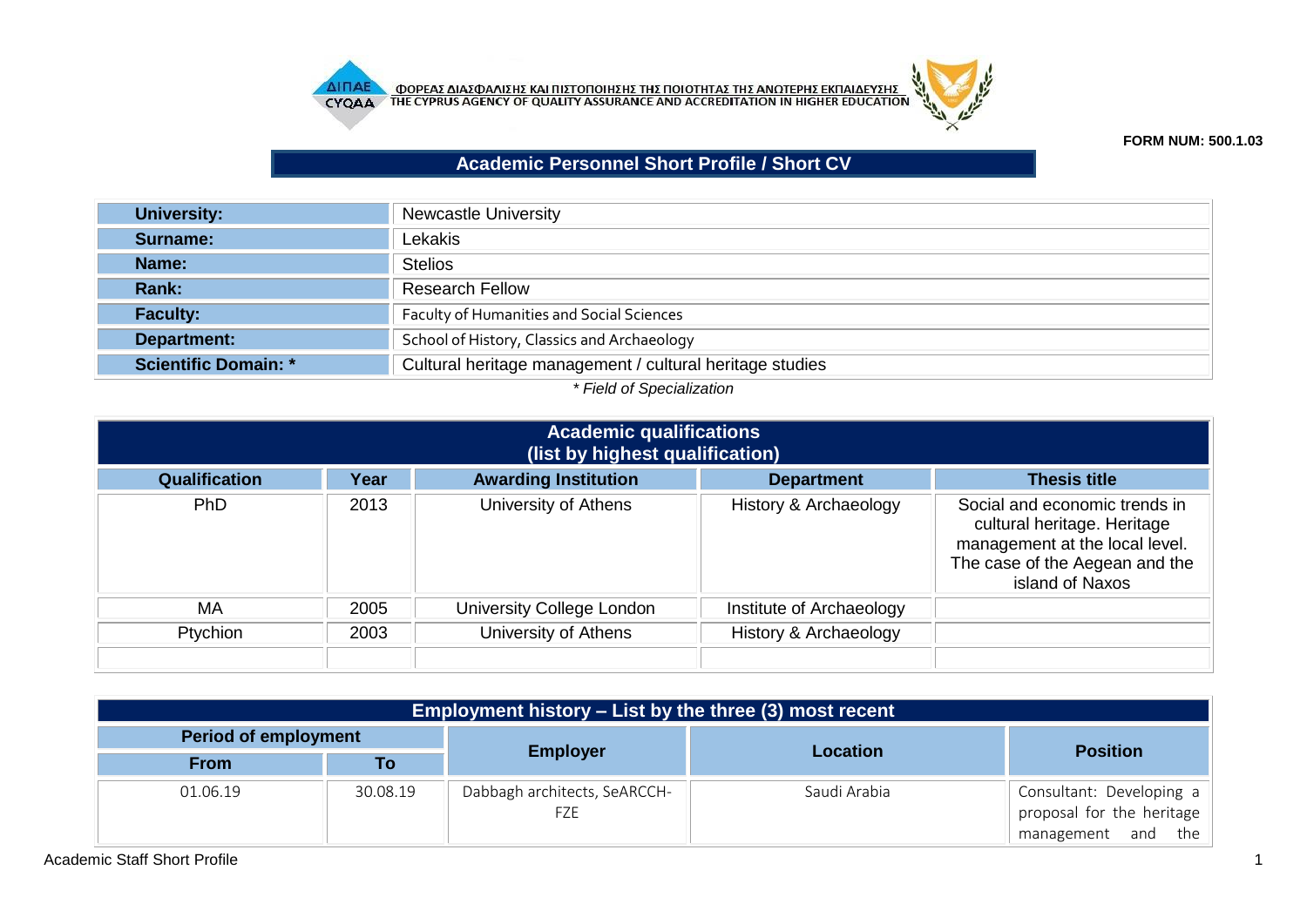ΦΟΡΕΑΣ ΔΙΑΣΦΑΛΙΣΗΣ ΚΑΙ ΠΙΣΤΟΠΟΙΗΣΗΣ ΤΗΣ ΠΟΙΟΤΗΤΑΣ ΤΗΣ ΑΝΩΤΕΡΗΣ ΕΚΠΑΙΔΕΥΣΗΣ
THE CYPRUS AGENCY OF QUALITY ASSURANCE AND ACCREDITATION IN HIGHER EDUCATION

**FORM NUM: 500.1.03**

# Academic Personnel Short Profile / Short CV

| | |
|---|---|
| **University:** | Newcastle University |
| **Surname:** | Lekakis |
| **Name:** | Stelios |
| **Rank:** | Research Fellow |
| **Faculty:** | Faculty of Humanities and Social Sciences |
| **Department:** | School of History, Classics and Archaeology |
| **Scientific Domain: *** | Cultural heritage management / cultural heritage studies |

*\* Field of Specialization*

## Academic qualifications (list by highest qualification)

| Qualification | Year | Awarding Institution | Department | Thesis title |
|---|---|---|---|---|
| PhD | 2013 | University of Athens | History & Archaeology | Social and economic trends in cultural heritage. Heritage management at the local level. The case of the Aegean and the island of Naxos |
| MA | 2005 | University College London | Institute of Archaeology | |
| Ptychion | 2003 | University of Athens | History & Archaeology | |
| | | | | |

## Employment history – List by the three (3) most recent

| Period of employment | | Employer | Location | Position |
|---|---|---|---|---|
| From | To | | | |
| 01.06.19 | 30.08.19 | Dabbagh architects, SeARCCH-FZE | Saudi Arabia | Consultant: Developing a proposal for the heritage management and the |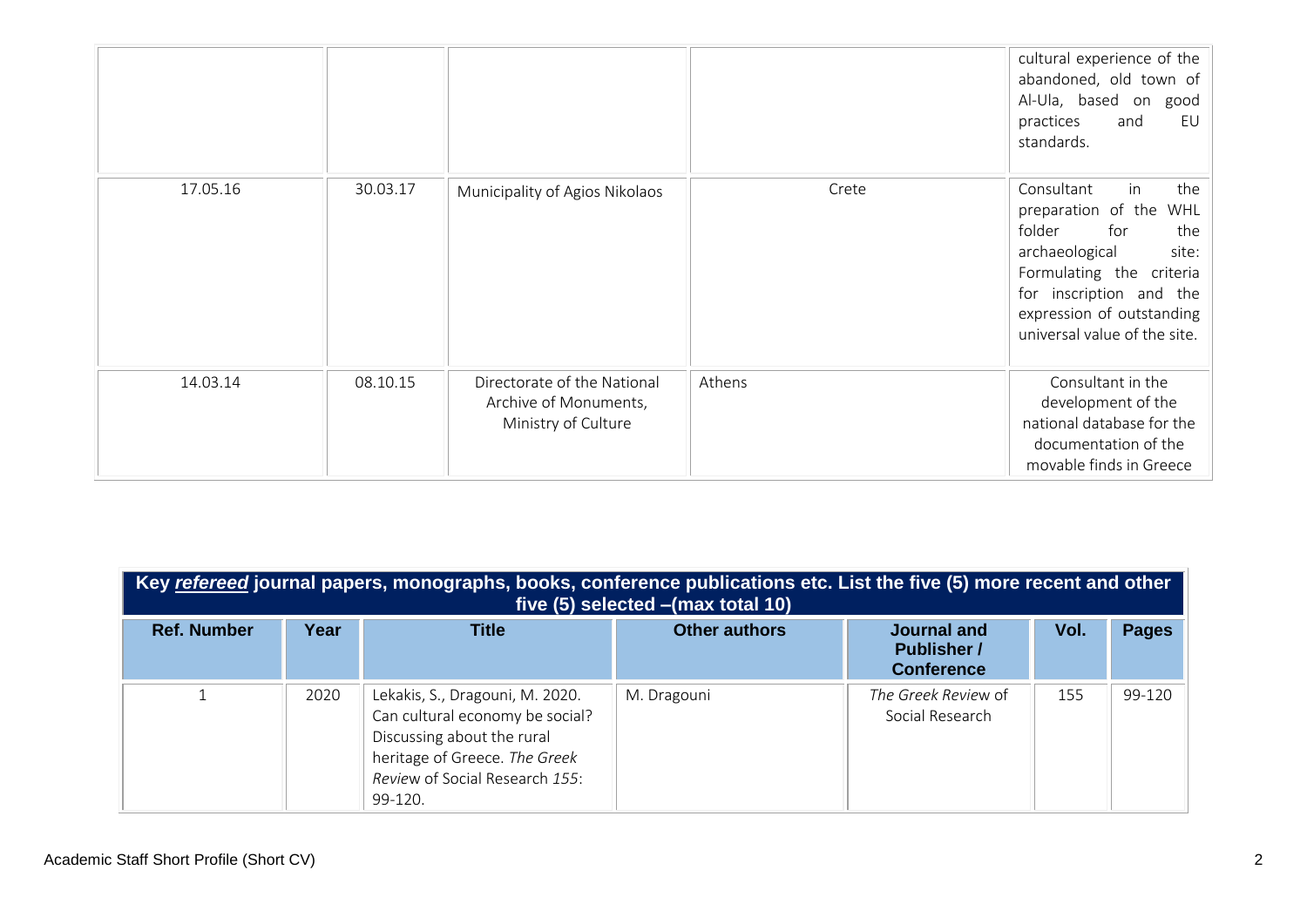| | | | | |
|---|---|---|---|---|
| | | | | cultural experience of the abandoned, old town of Al-Ula, based on good practices and EU standards. |
| 17.05.16 | 30.03.17 | Municipality of Agios Nikolaos | Crete | Consultant in the preparation of the WHL folder for the archaeological site: Formulating the criteria for inscription and the expression of outstanding universal value of the site. |
| 14.03.14 | 08.10.15 | Directorate of the National Archive of Monuments, Ministry of Culture | Athens | Consultant in the development of the national database for the documentation of the movable finds in Greece |

**Key *refereed* journal papers, monographs, books, conference publications etc. List the five (5) more recent and other five (5) selected –(max total 10)**

| Ref. Number | Year | Title | Other authors | Journal and Publisher / Conference | Vol. | Pages |
|---|---|---|---|---|---|---|
| 1 | 2020 | Lekakis, S., Dragouni, M. 2020. Can cultural economy be social? Discussing about the rural heritage of Greece. *The Greek Review* of Social Research *155*: 99-120. | M. Dragouni | *The Greek Review* of Social Research | 155 | 99-120 |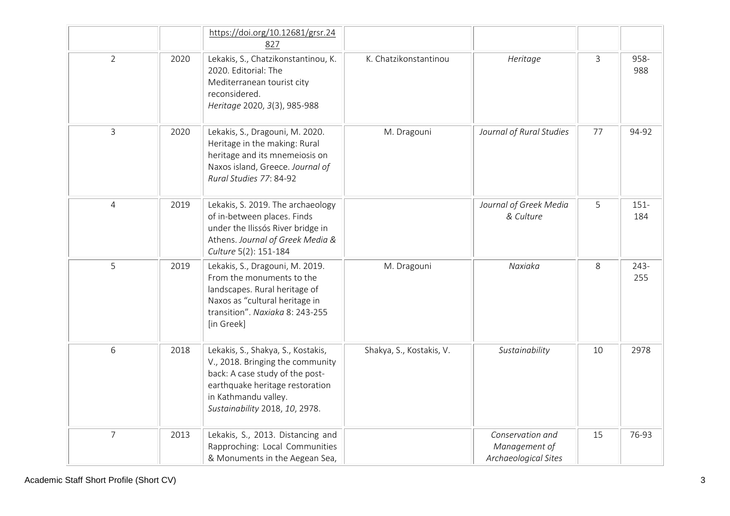| | | | | | | |
|---|---|---|---|---|---|---|
| | | https://doi.org/10.12681/grsr.24827 | | | | |
| 2 | 2020 | Lekakis, S., Chatzikonstantinou, K. 2020. Editorial: The Mediterranean tourist city reconsidered. *Heritage* 2020, *3*(3), 985-988 | K. Chatzikonstantinou | *Heritage* | 3 | 958-988 |
| 3 | 2020 | Lekakis, S., Dragouni, M. 2020. Heritage in the making: Rural heritage and its mnemeiosis on Naxos island, Greece. *Journal of Rural Studies 77*: 84-92 | M. Dragouni | *Journal of Rural Studies* | 77 | 94-92 |
| 4 | 2019 | Lekakis, S. 2019. The archaeology of in-between places. Finds under the Ilissós River bridge in Athens. *Journal of Greek Media & Culture* 5(2): 151-184 | | *Journal of Greek Media & Culture* | 5 | 151-184 |
| 5 | 2019 | Lekakis, S., Dragouni, M. 2019. From the monuments to the landscapes. Rural heritage of Naxos as "cultural heritage in transition". *Naxiaka* 8: 243-255 [in Greek] | M. Dragouni | *Naxiaka* | 8 | 243-255 |
| 6 | 2018 | Lekakis, S., Shakya, S., Kostakis, V., 2018. Bringing the community back: A case study of the post-earthquake heritage restoration in Kathmandu valley. *Sustainability* 2018, *10*, 2978. | Shakya, S., Kostakis, V. | *Sustainability* | 10 | 2978 |
| 7 | 2013 | Lekakis, S., 2013. Distancing and Rapproching: Local Communities & Monuments in the Aegean Sea, | | *Conservation and Management of Archaeological Sites* | 15 | 76-93 |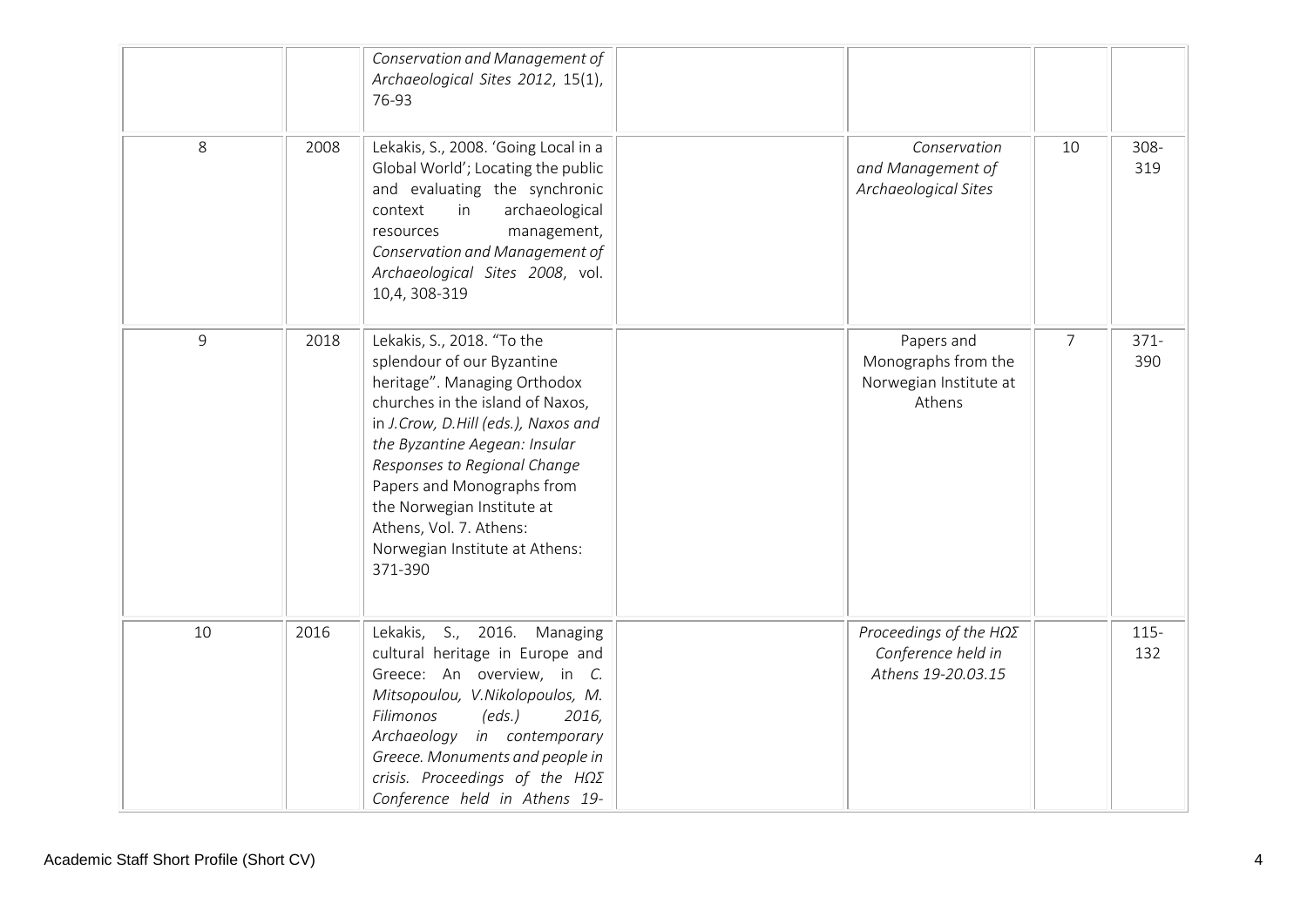| | | | | | | |
|---|---|---|---|---|---|---|
| | | *Conservation and Management of Archaeological Sites 2012*, 15(1), 76-93 | | | | |
| 8 | 2008 | Lekakis, S., 2008. 'Going Local in a Global World'; Locating the public and evaluating the synchronic context in archaeological resources management, *Conservation and Management of Archaeological Sites 2008*, vol. 10,4, 308-319 | | *Conservation and Management of Archaeological Sites* | 10 | 308-319 |
| 9 | 2018 | Lekakis, S., 2018. "To the splendour of our Byzantine heritage". Managing Orthodox churches in the island of Naxos, in *J.Crow, D.Hill (eds.), Naxos and the Byzantine Aegean: Insular Responses to Regional Change* Papers and Monographs from the Norwegian Institute at Athens, Vol. 7. Athens: Norwegian Institute at Athens: 371-390 | | Papers and Monographs from the Norwegian Institute at Athens | 7 | 371-390 |
| 10 | 2016 | Lekakis, S., 2016. Managing cultural heritage in Europe and Greece: An overview, in *C. Mitsopoulou, V.Nikolopoulos, M. Filimonos (eds.) 2016, Archaeology in contemporary Greece. Monuments and people in crisis. Proceedings of the ΗΩΣ Conference held in Athens 19-* | | *Proceedings of the ΗΩΣ Conference held in Athens 19-20.03.15* | | 115-132 |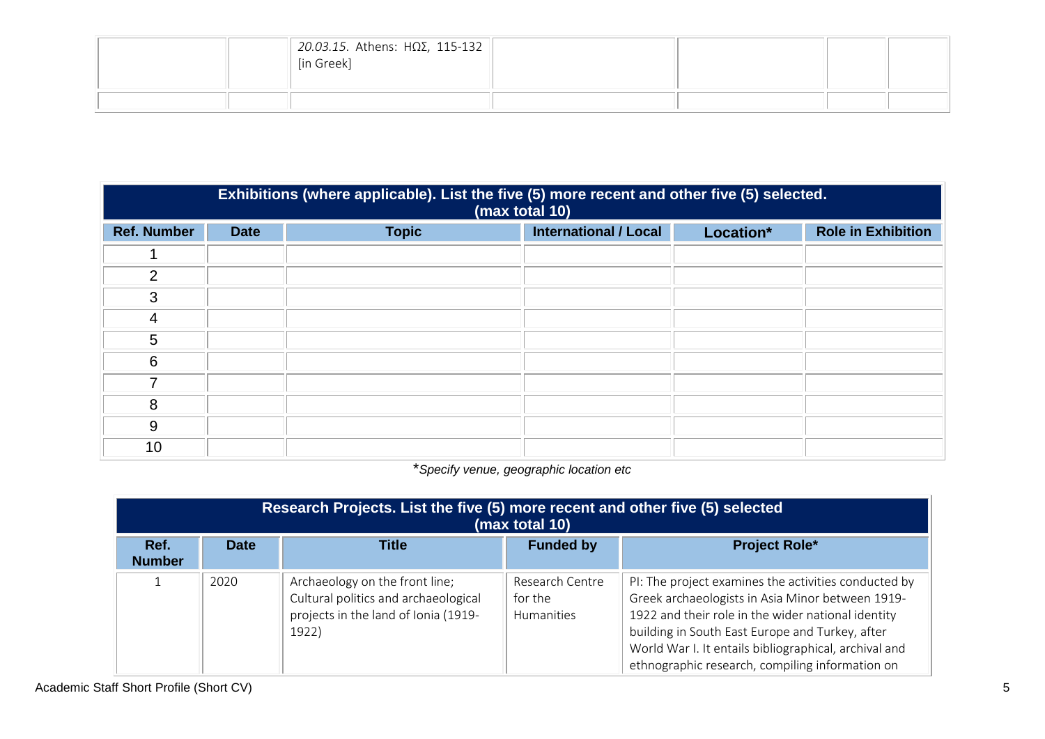| | | *20.03.15*. Athens: ΗΩΣ, 115-132 [in Greek] | | | | |
|---|---|---|---|---|---|---|
| | | | | | | |

| Exhibitions (where applicable). List the five (5) more recent and other five (5) selected. (max total 10) | | | | | |
|---|---|---|---|---|---|
| **Ref. Number** | **Date** | **Topic** | **International / Local** | **Location*** | **Role in Exhibition** |
| 1 | | | | | |
| 2 | | | | | |
| 3 | | | | | |
| 4 | | | | | |
| 5 | | | | | |
| 6 | | | | | |
| 7 | | | | | |
| 8 | | | | | |
| 9 | | | | | |
| 10 | | | | | |

**Specify venue, geographic location etc*

| Research Projects. List the five (5) more recent and other five (5) selected (max total 10) | | | | |
|---|---|---|---|---|
| **Ref. Number** | **Date** | **Title** | **Funded by** | **Project Role*** |
| 1 | 2020 | Archaeology on the front line; Cultural politics and archaeological projects in the land of Ionia (1919-1922) | Research Centre for the Humanities | PI: The project examines the activities conducted by Greek archaeologists in Asia Minor between 1919-1922 and their role in the wider national identity building in South East Europe and Turkey, after World War I. It entails bibliographical, archival and ethnographic research, compiling information on |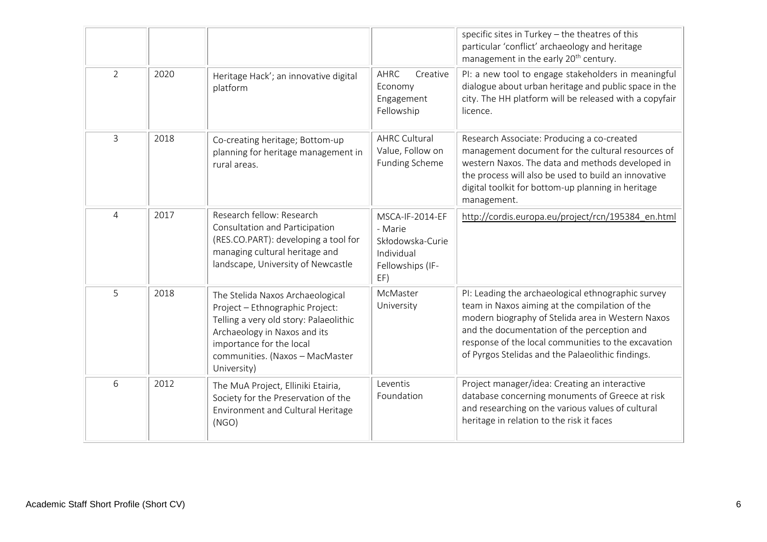|  |  |  |  | specific sites in Turkey – the theatres of this particular 'conflict' archaeology and heritage management in the early 20th century. |
|---|---|---|---|---|
| 2 | 2020 | Heritage Hack'; an innovative digital platform | AHRC Creative Economy Engagement Fellowship | PI: a new tool to engage stakeholders in meaningful dialogue about urban heritage and public space in the city. The HH platform will be released with a copyfair licence. |
| 3 | 2018 | Co-creating heritage; Bottom-up planning for heritage management in rural areas. | AHRC Cultural Value, Follow on Funding Scheme | Research Associate: Producing a co-created management document for the cultural resources of western Naxos. The data and methods developed in the process will also be used to build an innovative digital toolkit for bottom-up planning in heritage management. |
| 4 | 2017 | Research fellow: Research Consultation and Participation (RES.CO.PART): developing a tool for managing cultural heritage and landscape, University of Newcastle | MSCA-IF-2014-EF - Marie Skłodowska-Curie Individual Fellowships (IF-EF) | http://cordis.europa.eu/project/rcn/195384_en.html |
| 5 | 2018 | The Stelida Naxos Archaeological Project – Ethnographic Project: Telling a very old story: Palaeolithic Archaeology in Naxos and its importance for the local communities. (Naxos – MacMaster University) | McMaster University | PI: Leading the archaeological ethnographic survey team in Naxos aiming at the compilation of the modern biography of Stelida area in Western Naxos and the documentation of the perception and response of the local communities to the excavation of Pyrgos Stelidas and the Palaeolithic findings. |
| 6 | 2012 | The MuA Project, Elliniki Etairia, Society for the Preservation of the Environment and Cultural Heritage (NGO) | Leventis Foundation | Project manager/idea: Creating an interactive database concerning monuments of Greece at risk and researching on the various values of cultural heritage in relation to the risk it faces |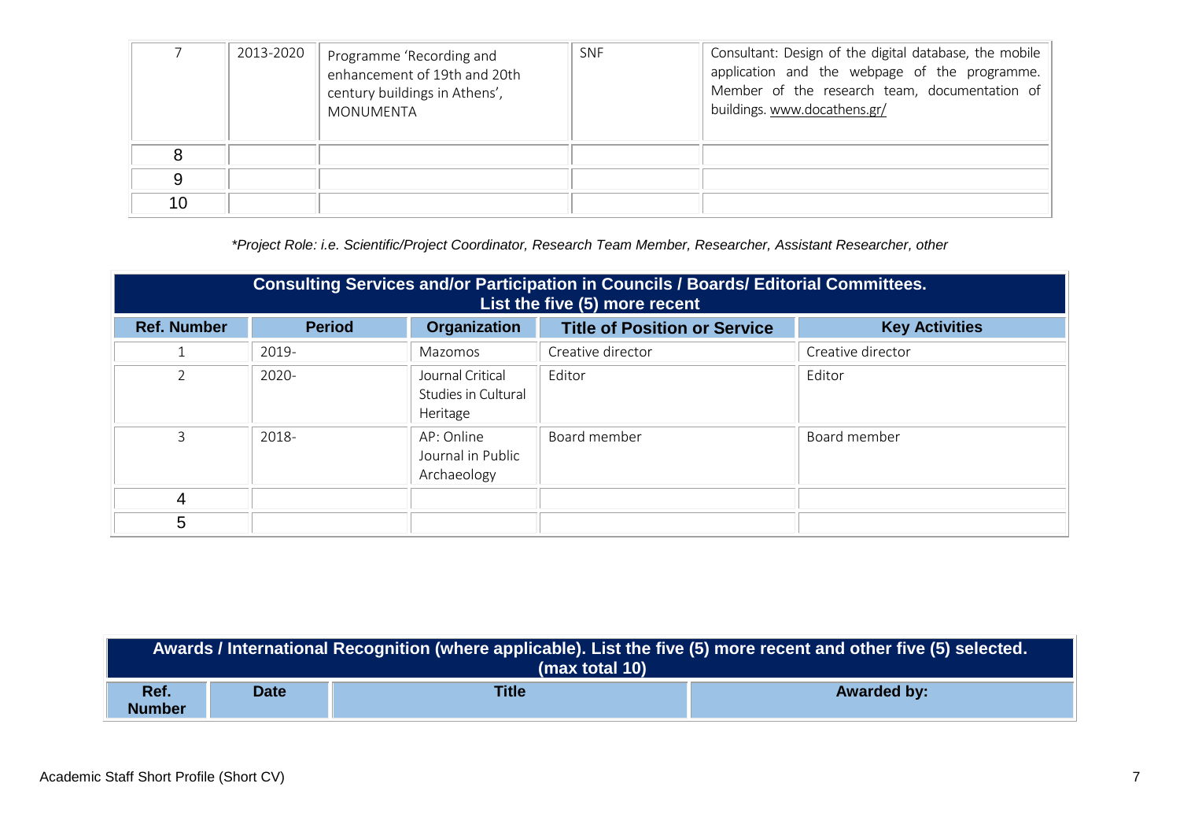| | | | | |
|---|---|---|---|---|
| 7 | 2013-2020 | Programme 'Recording and enhancement of 19th and 20th century buildings in Athens', MONUMENTA | SNF | Consultant: Design of the digital database, the mobile application and the webpage of the programme. Member of the research team, documentation of buildings. www.docathens.gr/ |
| 8 | | | | |
| 9 | | | | |
| 10 | | | | |

*\*Project Role: i.e. Scientific/Project Coordinator, Research Team Member, Researcher, Assistant Researcher, other*

| **Consulting Services and/or Participation in Councils / Boards/ Editorial Committees. List the five (5) more recent** | | | | |
|---|---|---|---|---|
| **Ref. Number** | **Period** | **Organization** | **Title of Position or Service** | **Key Activities** |
| 1 | 2019- | Mazomos | Creative director | Creative director |
| 2 | 2020- | Journal Critical Studies in Cultural Heritage | Editor | Editor |
| 3 | 2018- | AP: Online Journal in Public Archaeology | Board member | Board member |
| 4 | | | | |
| 5 | | | | |

| **Awards / International Recognition (where applicable). List the five (5) more recent and other five (5) selected. (max total 10)** | | | |
|---|---|---|---|
| **Ref. Number** | **Date** | **Title** | **Awarded by:** |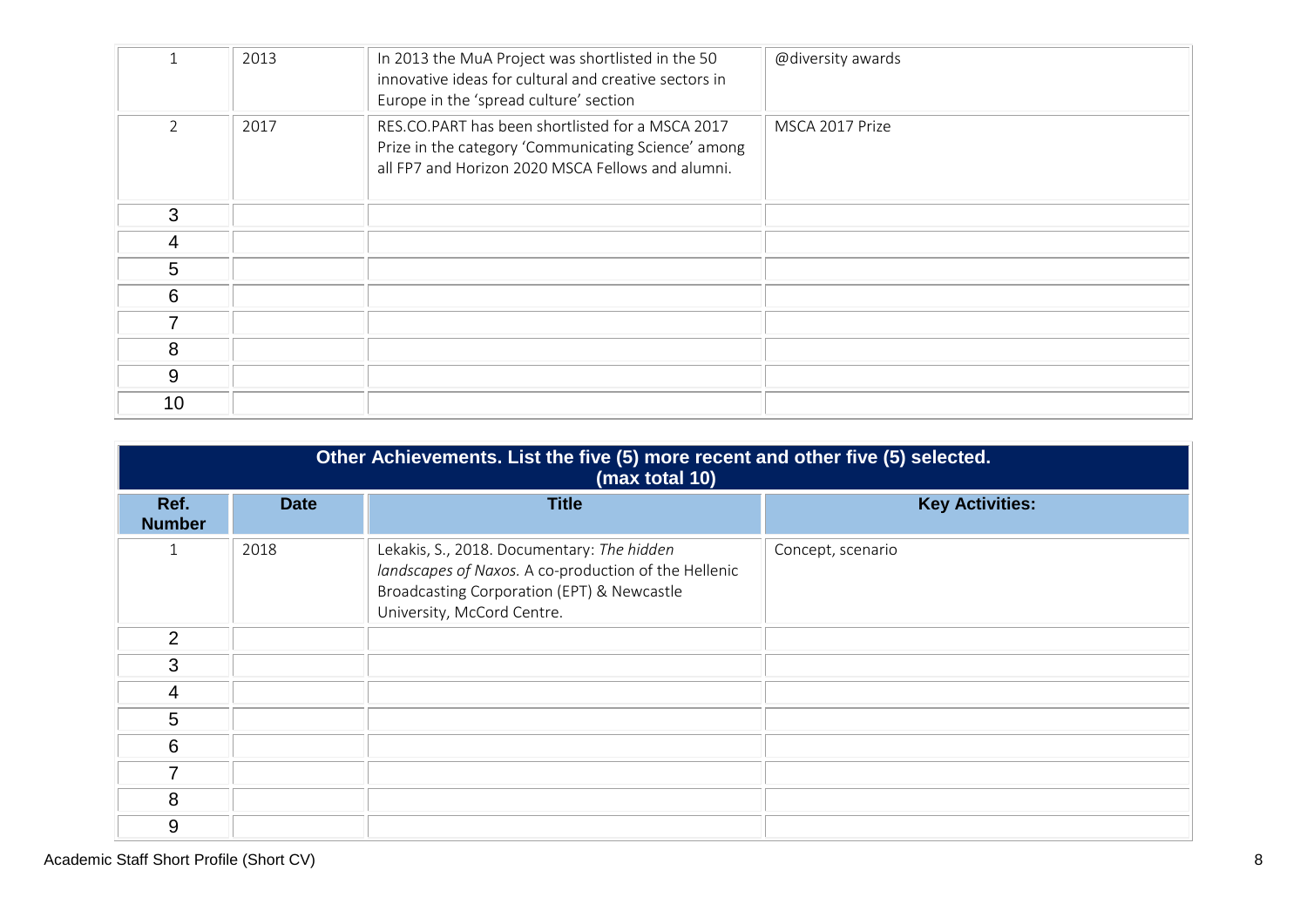| | | | |
|---|---|---|---|
| 1 | 2013 | In 2013 the MuA Project was shortlisted in the 50 innovative ideas for cultural and creative sectors in Europe in the 'spread culture' section | @diversity awards |
| 2 | 2017 | RES.CO.PART has been shortlisted for a MSCA 2017 Prize in the category 'Communicating Science' among all FP7 and Horizon 2020 MSCA Fellows and alumni. | MSCA 2017 Prize |
| 3 | | | |
| 4 | | | |
| 5 | | | |
| 6 | | | |
| 7 | | | |
| 8 | | | |
| 9 | | | |
| 10 | | | |

| Other Achievements. List the five (5) more recent and other five (5) selected. (max total 10) | | | |
|---|---|---|---|
| **Ref. Number** | **Date** | **Title** | **Key Activities:** |
| 1 | 2018 | Lekakis, S., 2018. Documentary: *The hidden landscapes of Naxos.* A co-production of the Hellenic Broadcasting Corporation (EPT) & Newcastle University, McCord Centre. | Concept, scenario |
| 2 | | | |
| 3 | | | |
| 4 | | | |
| 5 | | | |
| 6 | | | |
| 7 | | | |
| 8 | | | |
| 9 | | | |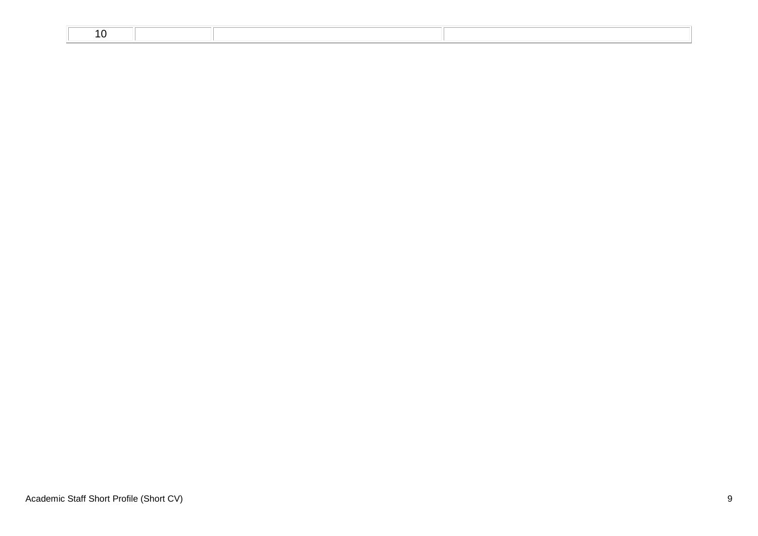| | | | |
|---|---|---|---|
| 10 | | | |